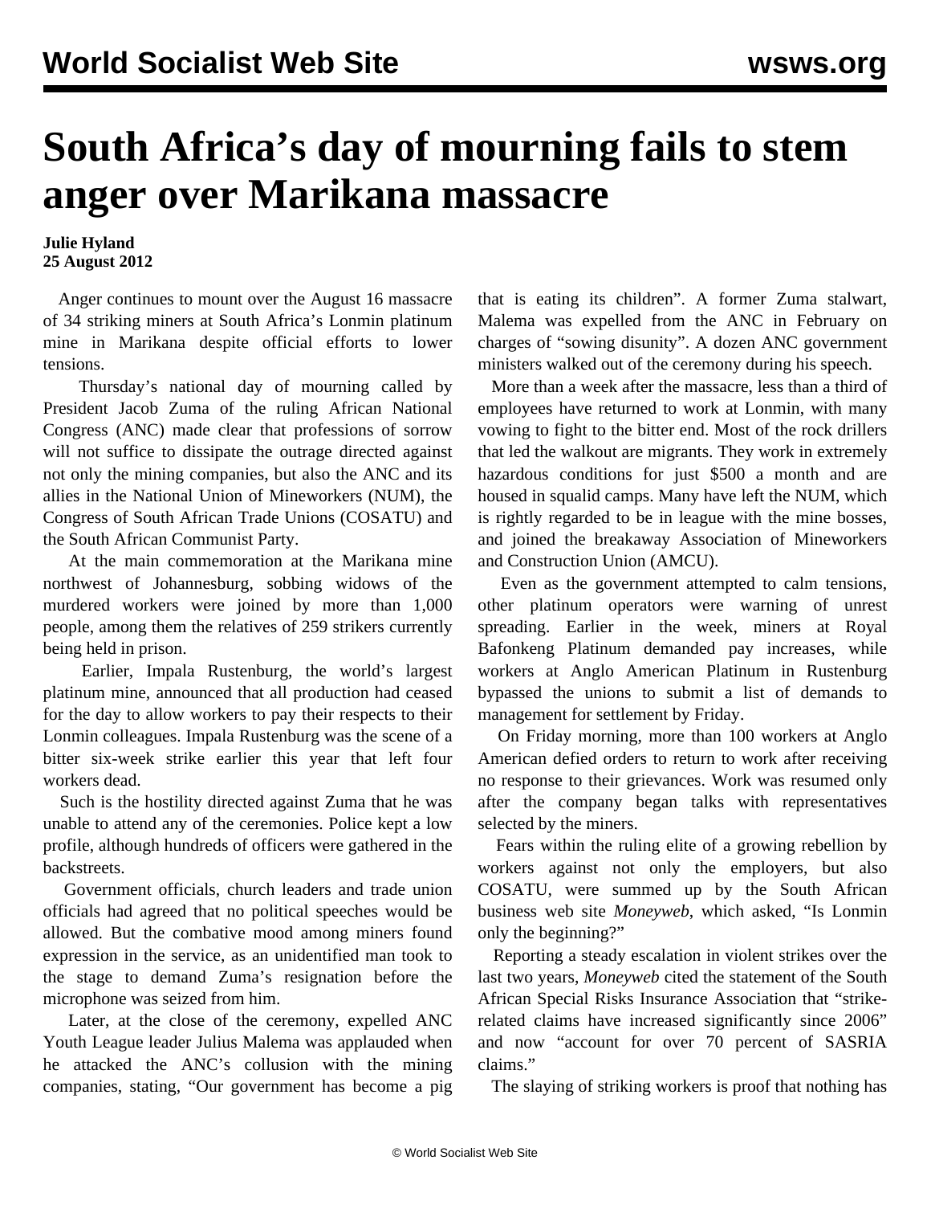# South Africa's day of mourning fails to stem anger over Marikana massacre

**Julie Hyland**
**25 August 2012**

Anger continues to mount over the August 16 massacre of 34 striking miners at South Africa's Lonmin platinum mine in Marikana despite official efforts to lower tensions.

Thursday's national day of mourning called by President Jacob Zuma of the ruling African National Congress (ANC) made clear that professions of sorrow will not suffice to dissipate the outrage directed against not only the mining companies, but also the ANC and its allies in the National Union of Mineworkers (NUM), the Congress of South African Trade Unions (COSATU) and the South African Communist Party.

At the main commemoration at the Marikana mine northwest of Johannesburg, sobbing widows of the murdered workers were joined by more than 1,000 people, among them the relatives of 259 strikers currently being held in prison.

Earlier, Impala Rustenburg, the world's largest platinum mine, announced that all production had ceased for the day to allow workers to pay their respects to their Lonmin colleagues. Impala Rustenburg was the scene of a bitter six-week strike earlier this year that left four workers dead.

Such is the hostility directed against Zuma that he was unable to attend any of the ceremonies. Police kept a low profile, although hundreds of officers were gathered in the backstreets.

Government officials, church leaders and trade union officials had agreed that no political speeches would be allowed. But the combative mood among miners found expression in the service, as an unidentified man took to the stage to demand Zuma's resignation before the microphone was seized from him.

Later, at the close of the ceremony, expelled ANC Youth League leader Julius Malema was applauded when he attacked the ANC's collusion with the mining companies, stating, "Our government has become a pig that is eating its children". A former Zuma stalwart, Malema was expelled from the ANC in February on charges of "sowing disunity". A dozen ANC government ministers walked out of the ceremony during his speech.

More than a week after the massacre, less than a third of employees have returned to work at Lonmin, with many vowing to fight to the bitter end. Most of the rock drillers that led the walkout are migrants. They work in extremely hazardous conditions for just $500 a month and are housed in squalid camps. Many have left the NUM, which is rightly regarded to be in league with the mine bosses, and joined the breakaway Association of Mineworkers and Construction Union (AMCU).

Even as the government attempted to calm tensions, other platinum operators were warning of unrest spreading. Earlier in the week, miners at Royal Bafonkeng Platinum demanded pay increases, while workers at Anglo American Platinum in Rustenburg bypassed the unions to submit a list of demands to management for settlement by Friday.

On Friday morning, more than 100 workers at Anglo American defied orders to return to work after receiving no response to their grievances. Work was resumed only after the company began talks with representatives selected by the miners.

Fears within the ruling elite of a growing rebellion by workers against not only the employers, but also COSATU, were summed up by the South African business web site *Moneyweb*, which asked, "Is Lonmin only the beginning?"

Reporting a steady escalation in violent strikes over the last two years, *Moneyweb* cited the statement of the South African Special Risks Insurance Association that "strike-related claims have increased significantly since 2006" and now "account for over 70 percent of SASRIA claims."

The slaying of striking workers is proof that nothing has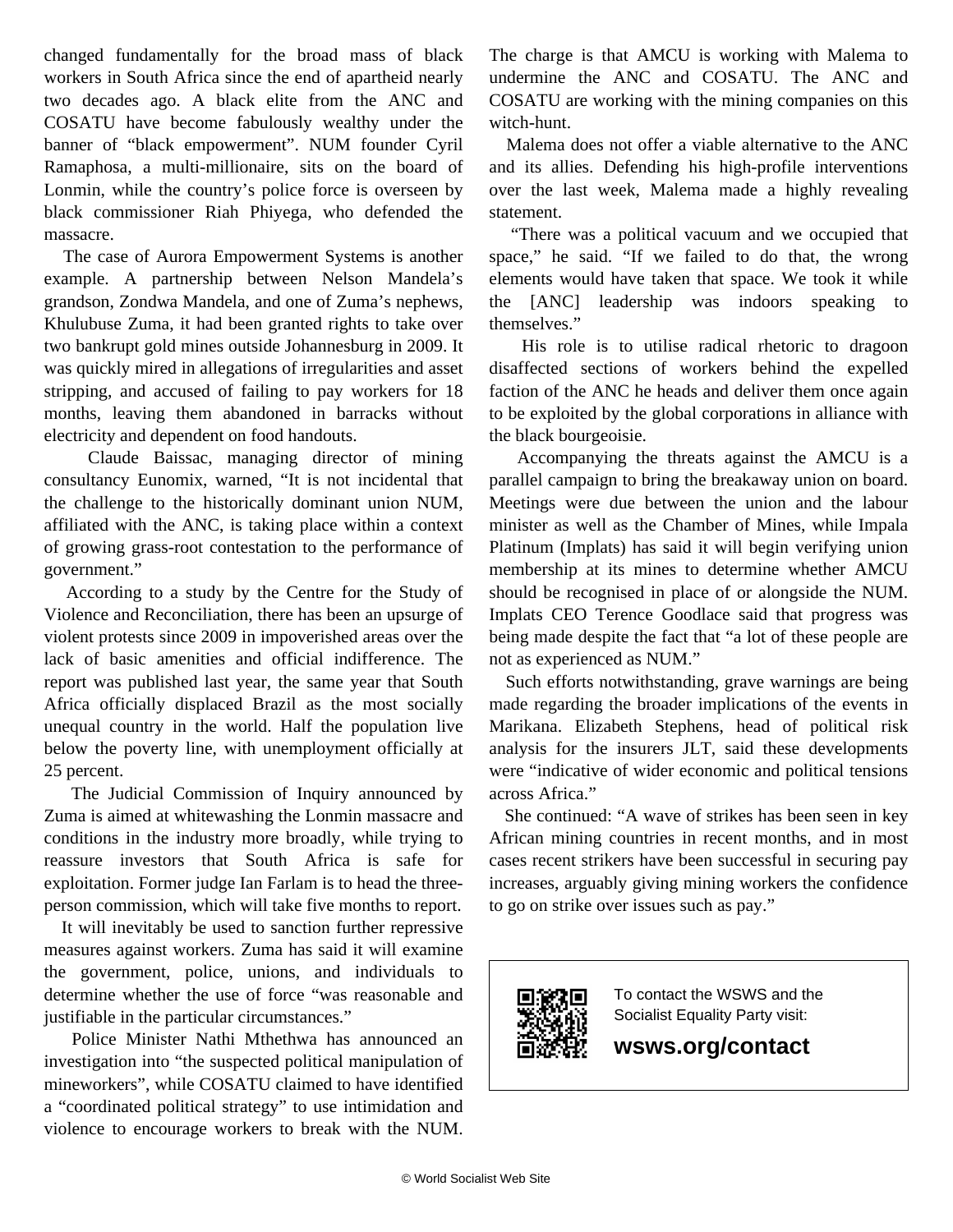changed fundamentally for the broad mass of black workers in South Africa since the end of apartheid nearly two decades ago. A black elite from the ANC and COSATU have become fabulously wealthy under the banner of "black empowerment". NUM founder Cyril Ramaphosa, a multi-millionaire, sits on the board of Lonmin, while the country's police force is overseen by black commissioner Riah Phiyega, who defended the massacre.

The case of Aurora Empowerment Systems is another example. A partnership between Nelson Mandela's grandson, Zondwa Mandela, and one of Zuma's nephews, Khulubuse Zuma, it had been granted rights to take over two bankrupt gold mines outside Johannesburg in 2009. It was quickly mired in allegations of irregularities and asset stripping, and accused of failing to pay workers for 18 months, leaving them abandoned in barracks without electricity and dependent on food handouts.

Claude Baissac, managing director of mining consultancy Eunomix, warned, "It is not incidental that the challenge to the historically dominant union NUM, affiliated with the ANC, is taking place within a context of growing grass-root contestation to the performance of government."

According to a study by the Centre for the Study of Violence and Reconciliation, there has been an upsurge of violent protests since 2009 in impoverished areas over the lack of basic amenities and official indifference. The report was published last year, the same year that South Africa officially displaced Brazil as the most socially unequal country in the world. Half the population live below the poverty line, with unemployment officially at 25 percent.

The Judicial Commission of Inquiry announced by Zuma is aimed at whitewashing the Lonmin massacre and conditions in the industry more broadly, while trying to reassure investors that South Africa is safe for exploitation. Former judge Ian Farlam is to head the three-person commission, which will take five months to report.

It will inevitably be used to sanction further repressive measures against workers. Zuma has said it will examine the government, police, unions, and individuals to determine whether the use of force "was reasonable and justifiable in the particular circumstances."

Police Minister Nathi Mthethwa has announced an investigation into "the suspected political manipulation of mineworkers", while COSATU claimed to have identified a "coordinated political strategy" to use intimidation and violence to encourage workers to break with the NUM. The charge is that AMCU is working with Malema to undermine the ANC and COSATU. The ANC and COSATU are working with the mining companies on this witch-hunt.

Malema does not offer a viable alternative to the ANC and its allies. Defending his high-profile interventions over the last week, Malema made a highly revealing statement.

"There was a political vacuum and we occupied that space," he said. "If we failed to do that, the wrong elements would have taken that space. We took it while the [ANC] leadership was indoors speaking to themselves."

His role is to utilise radical rhetoric to dragoon disaffected sections of workers behind the expelled faction of the ANC he heads and deliver them once again to be exploited by the global corporations in alliance with the black bourgeoisie.

Accompanying the threats against the AMCU is a parallel campaign to bring the breakaway union on board. Meetings were due between the union and the labour minister as well as the Chamber of Mines, while Impala Platinum (Implats) has said it will begin verifying union membership at its mines to determine whether AMCU should be recognised in place of or alongside the NUM. Implats CEO Terence Goodlace said that progress was being made despite the fact that "a lot of these people are not as experienced as NUM."

Such efforts notwithstanding, grave warnings are being made regarding the broader implications of the events in Marikana. Elizabeth Stephens, head of political risk analysis for the insurers JLT, said these developments were "indicative of wider economic and political tensions across Africa."

She continued: "A wave of strikes has been seen in key African mining countries in recent months, and in most cases recent strikers have been successful in securing pay increases, arguably giving mining workers the confidence to go on strike over issues such as pay."

To contact the WSWS and the Socialist Equality Party visit:

**wsws.org/contact**